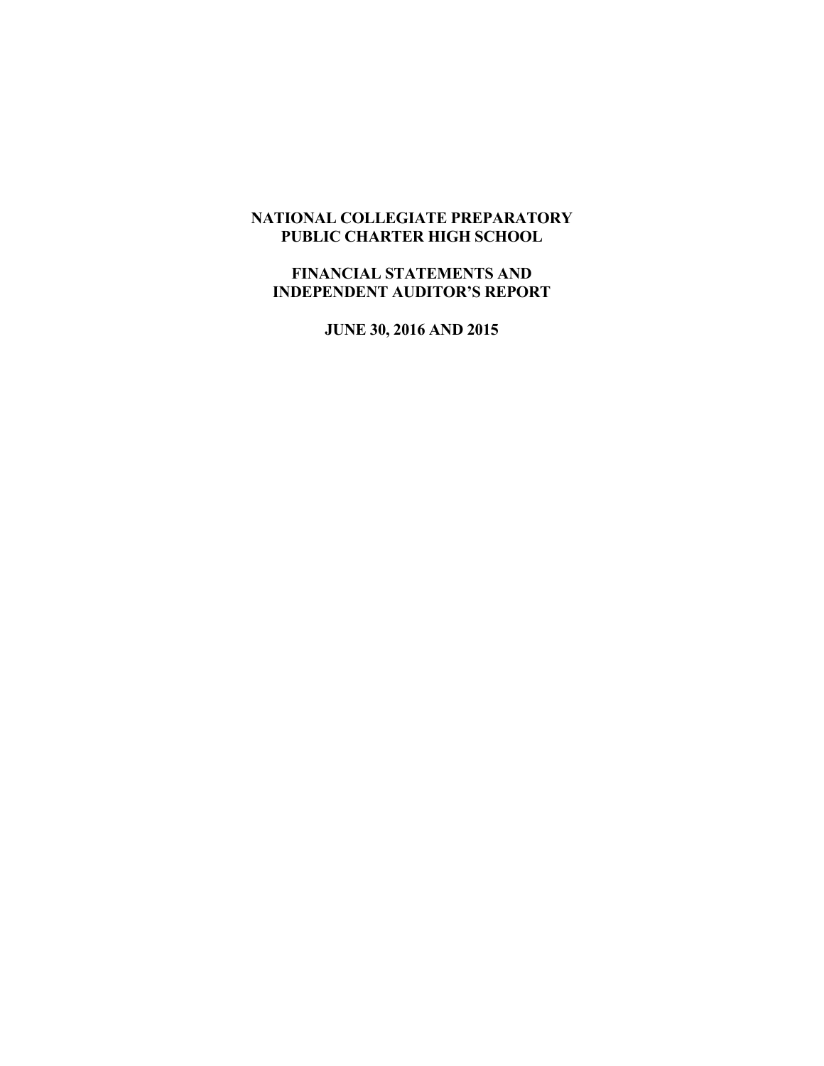# NATIONAL COLLEGIATE PREPARATORY PUBLIC CHARTER HIGH SCHOOL

## FINANCIAL STATEMENTS AND INDEPENDENT AUDITOR'S REPORT

### JUNE 30, 2016 AND 2015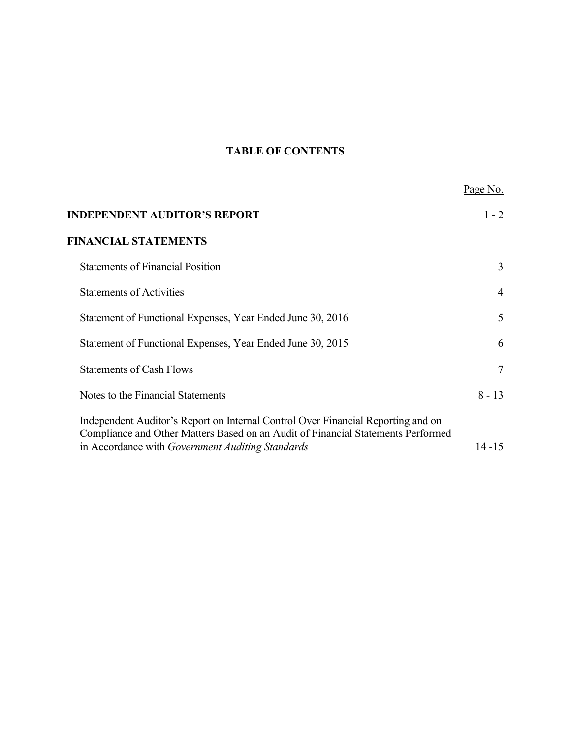# TABLE OF CONTENTS

| | Page No. |
|---|---|
| **INDEPENDENT AUDITOR'S REPORT** | 1 - 2 |
| **FINANCIAL STATEMENTS** | |
| Statements of Financial Position | 3 |
| Statements of Activities | 4 |
| Statement of Functional Expenses, Year Ended June 30, 2016 | 5 |
| Statement of Functional Expenses, Year Ended June 30, 2015 | 6 |
| Statements of Cash Flows | 7 |
| Notes to the Financial Statements | 8 - 13 |
| Independent Auditor's Report on Internal Control Over Financial Reporting and on Compliance and Other Matters Based on an Audit of Financial Statements Performed in Accordance with *Government Auditing Standards* | 14 -15 |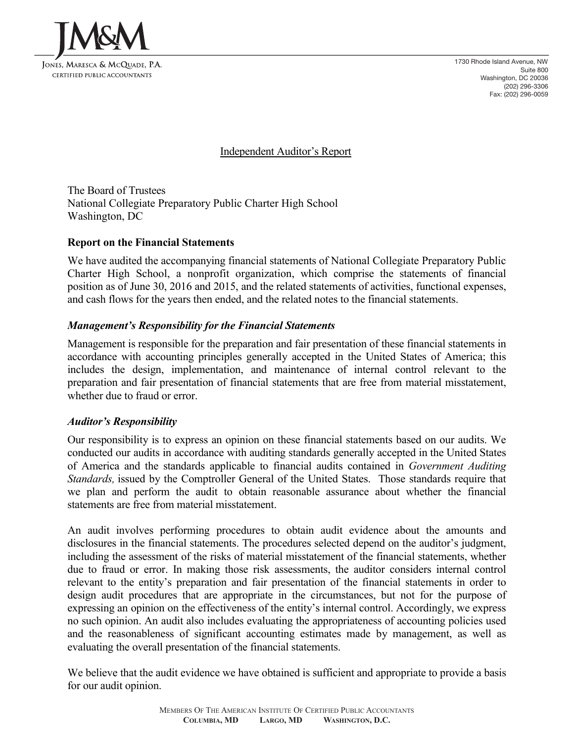JM&M

Jones, Maresca & McQuade, P.A.
Certified Public Accountants

1730 Rhode Island Avenue, NW
Suite 800
Washington, DC 20036
(202) 296-3306
Fax: (202) 296-0059

# Independent Auditor's Report

The Board of Trustees
National Collegiate Preparatory Public Charter High School
Washington, DC

## Report on the Financial Statements

We have audited the accompanying financial statements of National Collegiate Preparatory Public Charter High School, a nonprofit organization, which comprise the statements of financial position as of June 30, 2016 and 2015, and the related statements of activities, functional expenses, and cash flows for the years then ended, and the related notes to the financial statements.

### *Management's Responsibility for the Financial Statements*

Management is responsible for the preparation and fair presentation of these financial statements in accordance with accounting principles generally accepted in the United States of America; this includes the design, implementation, and maintenance of internal control relevant to the preparation and fair presentation of financial statements that are free from material misstatement, whether due to fraud or error.

### *Auditor's Responsibility*

Our responsibility is to express an opinion on these financial statements based on our audits. We conducted our audits in accordance with auditing standards generally accepted in the United States of America and the standards applicable to financial audits contained in *Government Auditing Standards,* issued by the Comptroller General of the United States. Those standards require that we plan and perform the audit to obtain reasonable assurance about whether the financial statements are free from material misstatement.

An audit involves performing procedures to obtain audit evidence about the amounts and disclosures in the financial statements. The procedures selected depend on the auditor's judgment, including the assessment of the risks of material misstatement of the financial statements, whether due to fraud or error. In making those risk assessments, the auditor considers internal control relevant to the entity's preparation and fair presentation of the financial statements in order to design audit procedures that are appropriate in the circumstances, but not for the purpose of expressing an opinion on the effectiveness of the entity's internal control. Accordingly, we express no such opinion. An audit also includes evaluating the appropriateness of accounting policies used and the reasonableness of significant accounting estimates made by management, as well as evaluating the overall presentation of the financial statements.

We believe that the audit evidence we have obtained is sufficient and appropriate to provide a basis for our audit opinion.

Members Of The American Institute Of Certified Public Accountants
**Columbia, MD Largo, MD Washington, D.C.**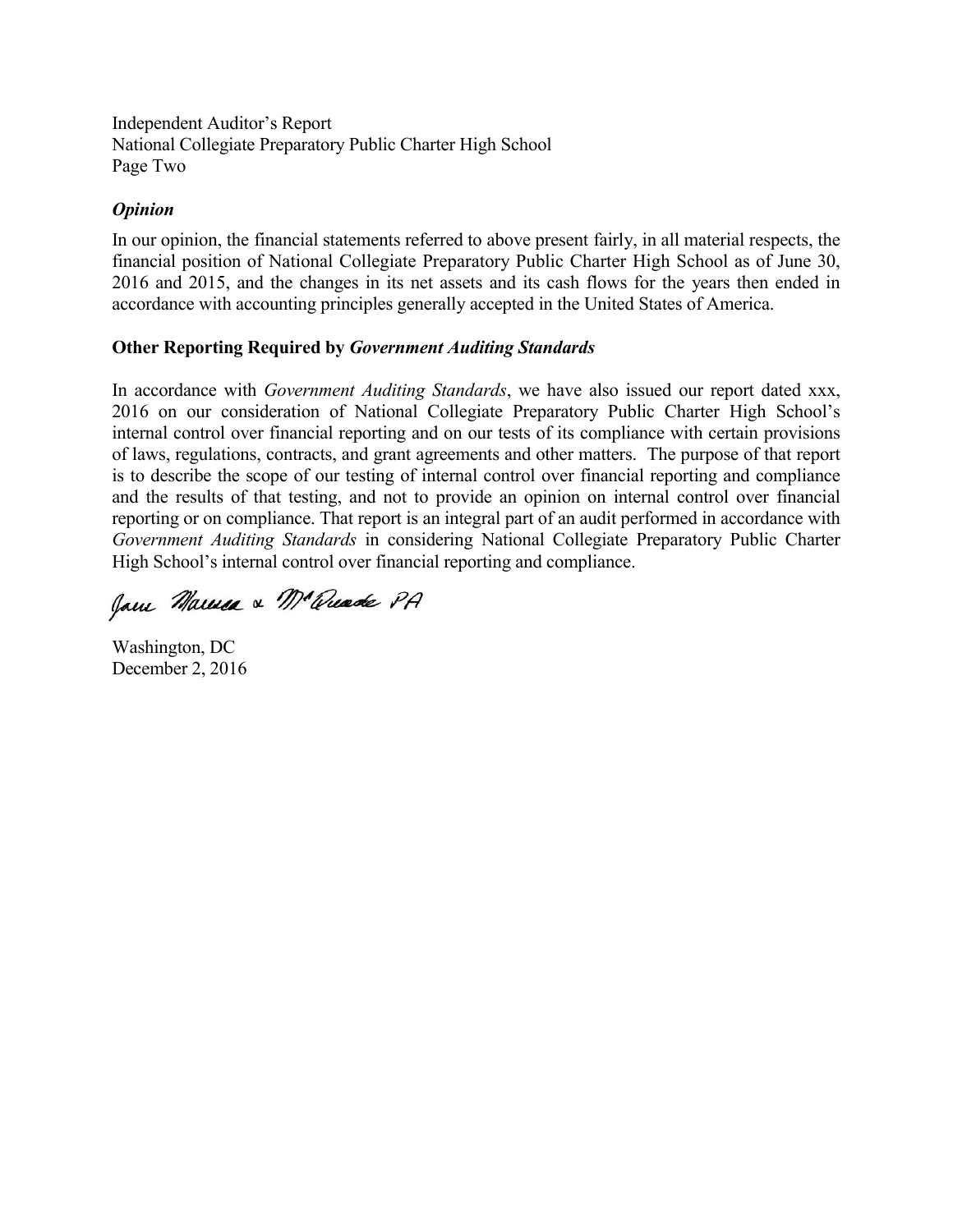Independent Auditor's Report
National Collegiate Preparatory Public Charter High School
Page Two

### *Opinion*

In our opinion, the financial statements referred to above present fairly, in all material respects, the financial position of National Collegiate Preparatory Public Charter High School as of June 30, 2016 and 2015, and the changes in its net assets and its cash flows for the years then ended in accordance with accounting principles generally accepted in the United States of America.

### **Other Reporting Required by *Government Auditing Standards***

In accordance with *Government Auditing Standards*, we have also issued our report dated xxx, 2016 on our consideration of National Collegiate Preparatory Public Charter High School's internal control over financial reporting and on our tests of its compliance with certain provisions of laws, regulations, contracts, and grant agreements and other matters. The purpose of that report is to describe the scope of our testing of internal control over financial reporting and compliance and the results of that testing, and not to provide an opinion on internal control over financial reporting or on compliance. That report is an integral part of an audit performed in accordance with *Government Auditing Standards* in considering National Collegiate Preparatory Public Charter High School's internal control over financial reporting and compliance.

Jane Marusa & McQuade PA

Washington, DC
December 2, 2016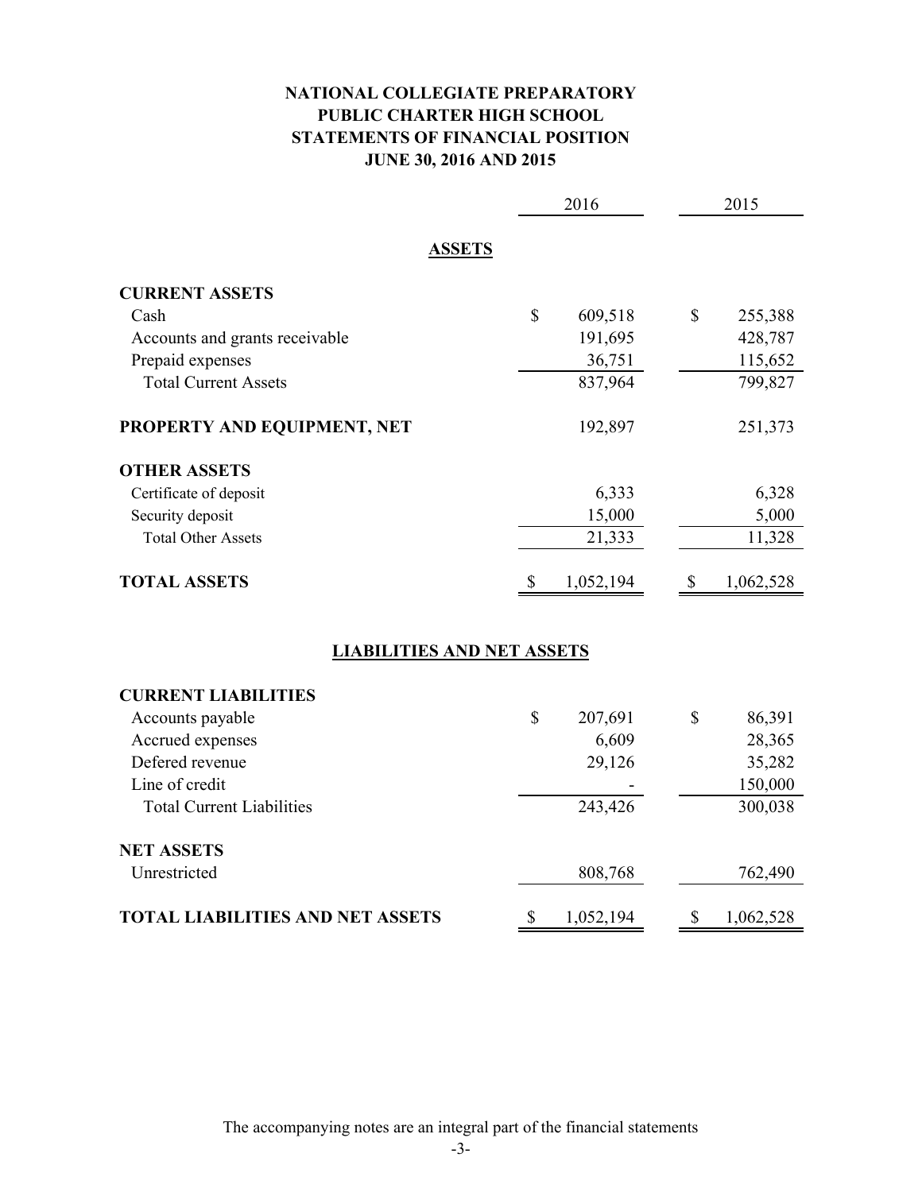# NATIONAL COLLEGIATE PREPARATORY PUBLIC CHARTER HIGH SCHOOL
## STATEMENTS OF FINANCIAL POSITION
## JUNE 30, 2016 AND 2015

| | 2016 | 2015 |
|---|---|---|
| **ASSETS** | | |
| **CURRENT ASSETS** | | |
| Cash | $ 609,518 | $ 255,388 |
| Accounts and grants receivable | 191,695 | 428,787 |
| Prepaid expenses | 36,751 | 115,652 |
| Total Current Assets | 837,964 | 799,827 |
| **PROPERTY AND EQUIPMENT, NET** | 192,897 | 251,373 |
| **OTHER ASSETS** | | |
| Certificate of deposit | 6,333 | 6,328 |
| Security deposit | 15,000 | 5,000 |
| Total Other Assets | 21,333 | 11,328 |
| **TOTAL ASSETS** | $ 1,052,194 | $ 1,062,528 |
| **LIABILITIES AND NET ASSETS** | | |
| **CURRENT LIABILITIES** | | |
| Accounts payable | $ 207,691 | $ 86,391 |
| Accrued expenses | 6,609 | 28,365 |
| Defered revenue | 29,126 | 35,282 |
| Line of credit | - | 150,000 |
| Total Current Liabilities | 243,426 | 300,038 |
| **NET ASSETS** | | |
| Unrestricted | 808,768 | 762,490 |
| **TOTAL LIABILITIES AND NET ASSETS** | $ 1,052,194 | $ 1,062,528 |

The accompanying notes are an integral part of the financial statements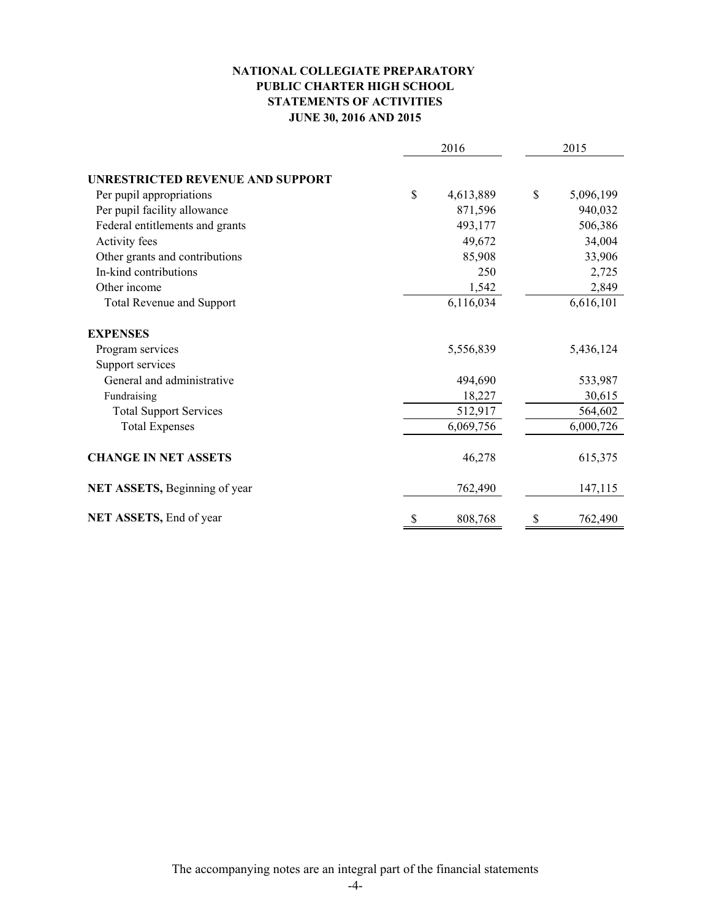# NATIONAL COLLEGIATE PREPARATORY
# PUBLIC CHARTER HIGH SCHOOL
## STATEMENTS OF ACTIVITIES
## JUNE 30, 2016 AND 2015

| | 2016 | 2015 |
|---|---|---|
| **UNRESTRICTED REVENUE AND SUPPORT** | | |
| Per pupil appropriations | $ 4,613,889 | $ 5,096,199 |
| Per pupil facility allowance | 871,596 | 940,032 |
| Federal entitlements and grants | 493,177 | 506,386 |
| Activity fees | 49,672 | 34,004 |
| Other grants and contributions | 85,908 | 33,906 |
| In-kind contributions | 250 | 2,725 |
| Other income | 1,542 | 2,849 |
| Total Revenue and Support | 6,116,034 | 6,616,101 |
| **EXPENSES** | | |
| Program services | 5,556,839 | 5,436,124 |
| Support services | | |
| General and administrative | 494,690 | 533,987 |
| Fundraising | 18,227 | 30,615 |
| Total Support Services | 512,917 | 564,602 |
| Total Expenses | 6,069,756 | 6,000,726 |
| **CHANGE IN NET ASSETS** | 46,278 | 615,375 |
| **NET ASSETS,** Beginning of year | 762,490 | 147,115 |
| **NET ASSETS,** End of year | $ 808,768 | $ 762,490 |

The accompanying notes are an integral part of the financial statements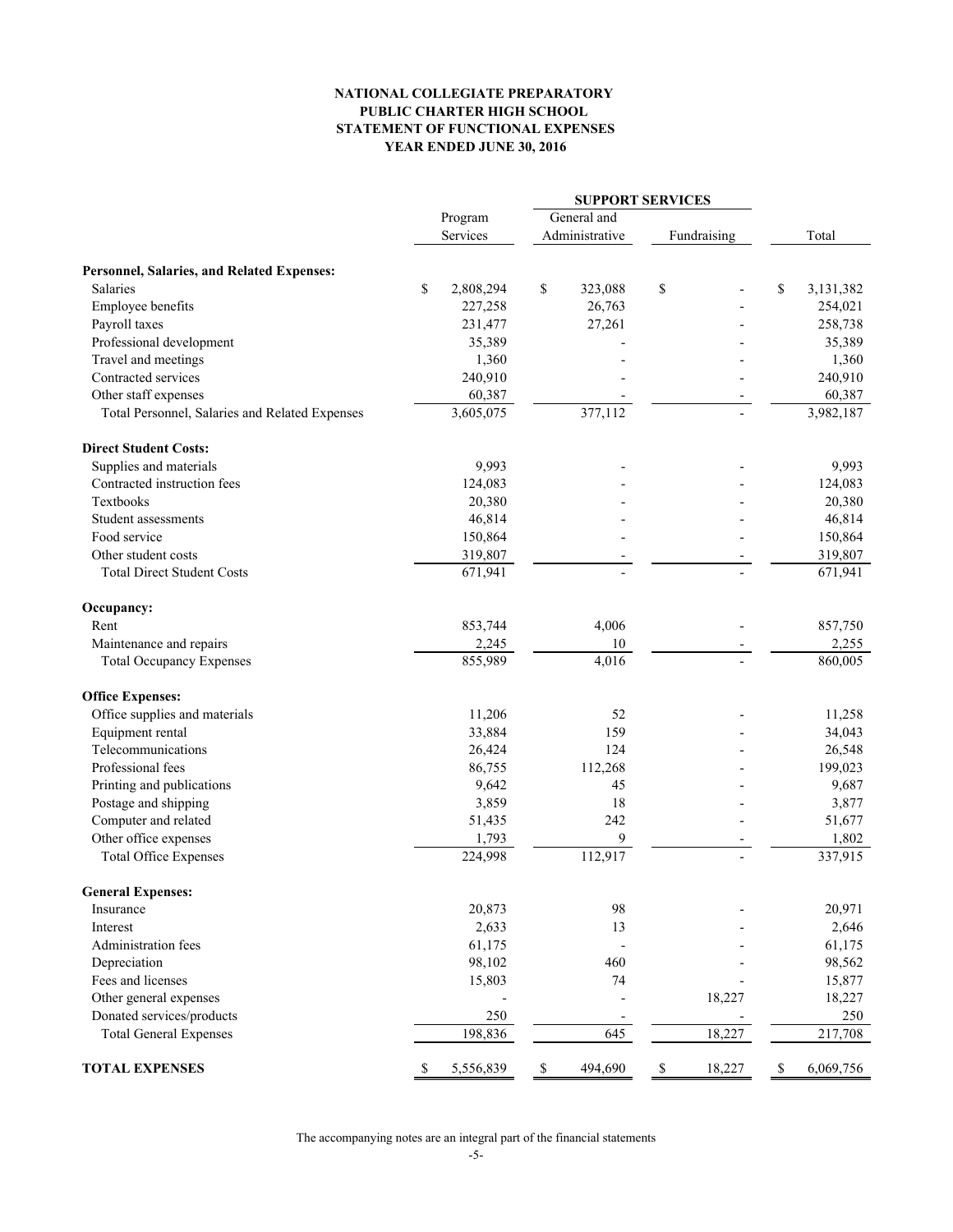**NATIONAL COLLEGIATE PREPARATORY**
**PUBLIC CHARTER HIGH SCHOOL**
**STATEMENT OF FUNCTIONAL EXPENSES**
**YEAR ENDED JUNE 30, 2016**

| | Program Services | SUPPORT SERVICES | | Total |
|---|---|---|---|---|
| | | General and Administrative | Fundraising | |
| **Personnel, Salaries, and Related Expenses:** | | | | |
| Salaries | $ 2,808,294 | $ 323,088 | $ - | $ 3,131,382 |
| Employee benefits | 227,258 | 26,763 | - | 254,021 |
| Payroll taxes | 231,477 | 27,261 | - | 258,738 |
| Professional development | 35,389 | - | - | 35,389 |
| Travel and meetings | 1,360 | - | - | 1,360 |
| Contracted services | 240,910 | - | - | 240,910 |
| Other staff expenses | 60,387 | - | - | 60,387 |
| Total Personnel, Salaries and Related Expenses | 3,605,075 | 377,112 | - | 3,982,187 |
| **Direct Student Costs:** | | | | |
| Supplies and materials | 9,993 | - | - | 9,993 |
| Contracted instruction fees | 124,083 | - | - | 124,083 |
| Textbooks | 20,380 | - | - | 20,380 |
| Student assessments | 46,814 | - | - | 46,814 |
| Food service | 150,864 | - | - | 150,864 |
| Other student costs | 319,807 | - | - | 319,807 |
| Total Direct Student Costs | 671,941 | - | - | 671,941 |
| **Occupancy:** | | | | |
| Rent | 853,744 | 4,006 | - | 857,750 |
| Maintenance and repairs | 2,245 | 10 | - | 2,255 |
| Total Occupancy Expenses | 855,989 | 4,016 | - | 860,005 |
| **Office Expenses:** | | | | |
| Office supplies and materials | 11,206 | 52 | - | 11,258 |
| Equipment rental | 33,884 | 159 | - | 34,043 |
| Telecommunications | 26,424 | 124 | - | 26,548 |
| Professional fees | 86,755 | 112,268 | - | 199,023 |
| Printing and publications | 9,642 | 45 | - | 9,687 |
| Postage and shipping | 3,859 | 18 | - | 3,877 |
| Computer and related | 51,435 | 242 | - | 51,677 |
| Other office expenses | 1,793 | 9 | - | 1,802 |
| Total Office Expenses | 224,998 | 112,917 | - | 337,915 |
| **General Expenses:** | | | | |
| Insurance | 20,873 | 98 | - | 20,971 |
| Interest | 2,633 | 13 | - | 2,646 |
| Administration fees | 61,175 | - | - | 61,175 |
| Depreciation | 98,102 | 460 | - | 98,562 |
| Fees and licenses | 15,803 | 74 | - | 15,877 |
| Other general expenses | - | - | 18,227 | 18,227 |
| Donated services/products | 250 | - | - | 250 |
| Total General Expenses | 198,836 | 645 | 18,227 | 217,708 |
| **TOTAL EXPENSES** | $ 5,556,839 | $ 494,690 | $ 18,227 | $ 6,069,756 |

The accompanying notes are an integral part of the financial statements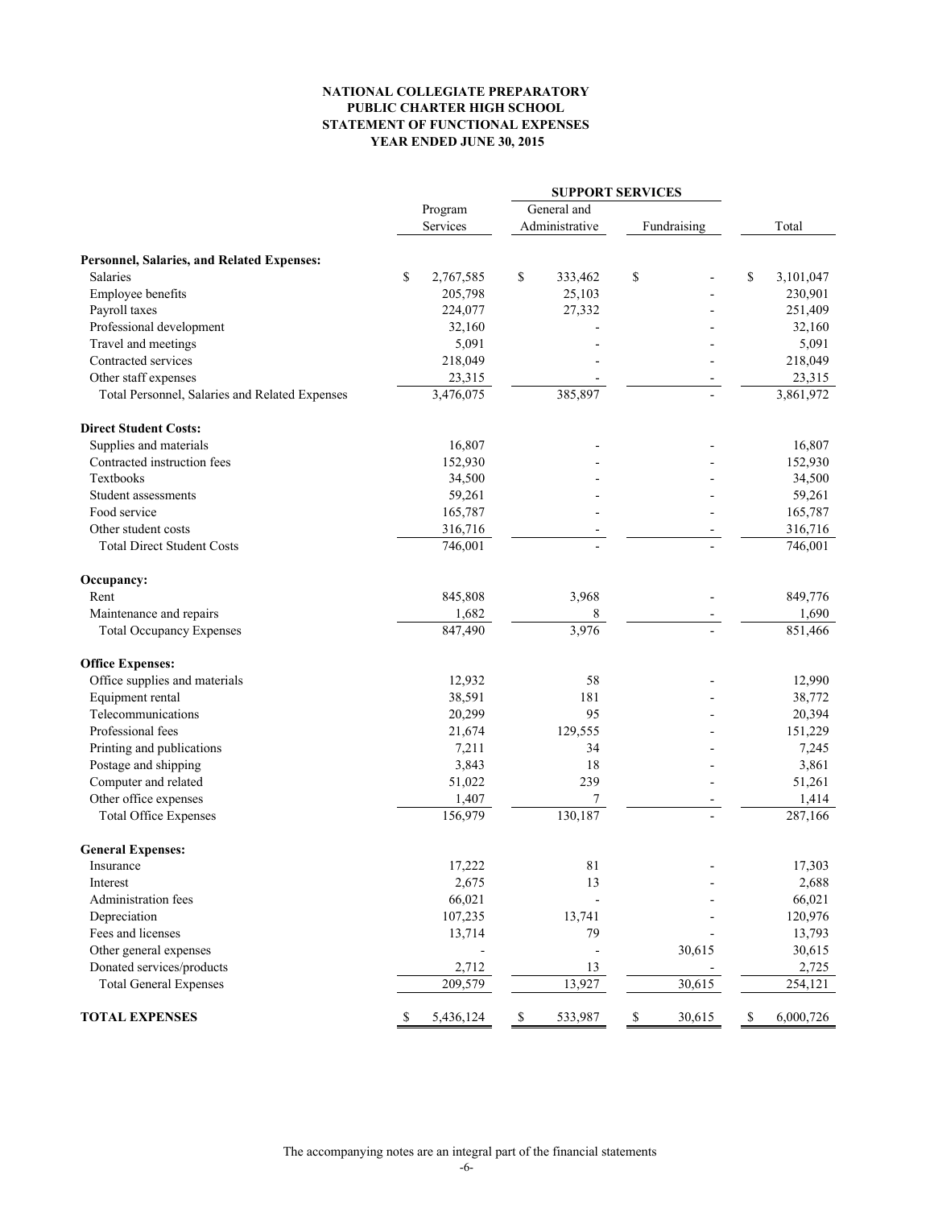**NATIONAL COLLEGIATE PREPARATORY**
**PUBLIC CHARTER HIGH SCHOOL**
**STATEMENT OF FUNCTIONAL EXPENSES**
**YEAR ENDED JUNE 30, 2015**

| | Program Services | SUPPORT SERVICES | | Total |
|---|---|---|---|---|
| | | General and Administrative | Fundraising | |
| **Personnel, Salaries, and Related Expenses:** | | | | |
| Salaries | $ 2,767,585 | $ 333,462 | $ - | $ 3,101,047 |
| Employee benefits | 205,798 | 25,103 | - | 230,901 |
| Payroll taxes | 224,077 | 27,332 | - | 251,409 |
| Professional development | 32,160 | - | - | 32,160 |
| Travel and meetings | 5,091 | - | - | 5,091 |
| Contracted services | 218,049 | - | - | 218,049 |
| Other staff expenses | 23,315 | - | - | 23,315 |
| Total Personnel, Salaries and Related Expenses | 3,476,075 | 385,897 | - | 3,861,972 |
| **Direct Student Costs:** | | | | |
| Supplies and materials | 16,807 | - | - | 16,807 |
| Contracted instruction fees | 152,930 | - | - | 152,930 |
| Textbooks | 34,500 | - | - | 34,500 |
| Student assessments | 59,261 | - | - | 59,261 |
| Food service | 165,787 | - | - | 165,787 |
| Other student costs | 316,716 | - | - | 316,716 |
| Total Direct Student Costs | 746,001 | - | - | 746,001 |
| **Occupancy:** | | | | |
| Rent | 845,808 | 3,968 | - | 849,776 |
| Maintenance and repairs | 1,682 | 8 | - | 1,690 |
| Total Occupancy Expenses | 847,490 | 3,976 | - | 851,466 |
| **Office Expenses:** | | | | |
| Office supplies and materials | 12,932 | 58 | - | 12,990 |
| Equipment rental | 38,591 | 181 | - | 38,772 |
| Telecommunications | 20,299 | 95 | - | 20,394 |
| Professional fees | 21,674 | 129,555 | - | 151,229 |
| Printing and publications | 7,211 | 34 | - | 7,245 |
| Postage and shipping | 3,843 | 18 | - | 3,861 |
| Computer and related | 51,022 | 239 | - | 51,261 |
| Other office expenses | 1,407 | 7 | - | 1,414 |
| Total Office Expenses | 156,979 | 130,187 | - | 287,166 |
| **General Expenses:** | | | | |
| Insurance | 17,222 | 81 | - | 17,303 |
| Interest | 2,675 | 13 | - | 2,688 |
| Administration fees | 66,021 | - | - | 66,021 |
| Depreciation | 107,235 | 13,741 | - | 120,976 |
| Fees and licenses | 13,714 | 79 | - | 13,793 |
| Other general expenses | - | - | 30,615 | 30,615 |
| Donated services/products | 2,712 | 13 | - | 2,725 |
| Total General Expenses | 209,579 | 13,927 | 30,615 | 254,121 |
| **TOTAL EXPENSES** | $ 5,436,124 | $ 533,987 | $ 30,615 | $ 6,000,726 |

The accompanying notes are an integral part of the financial statements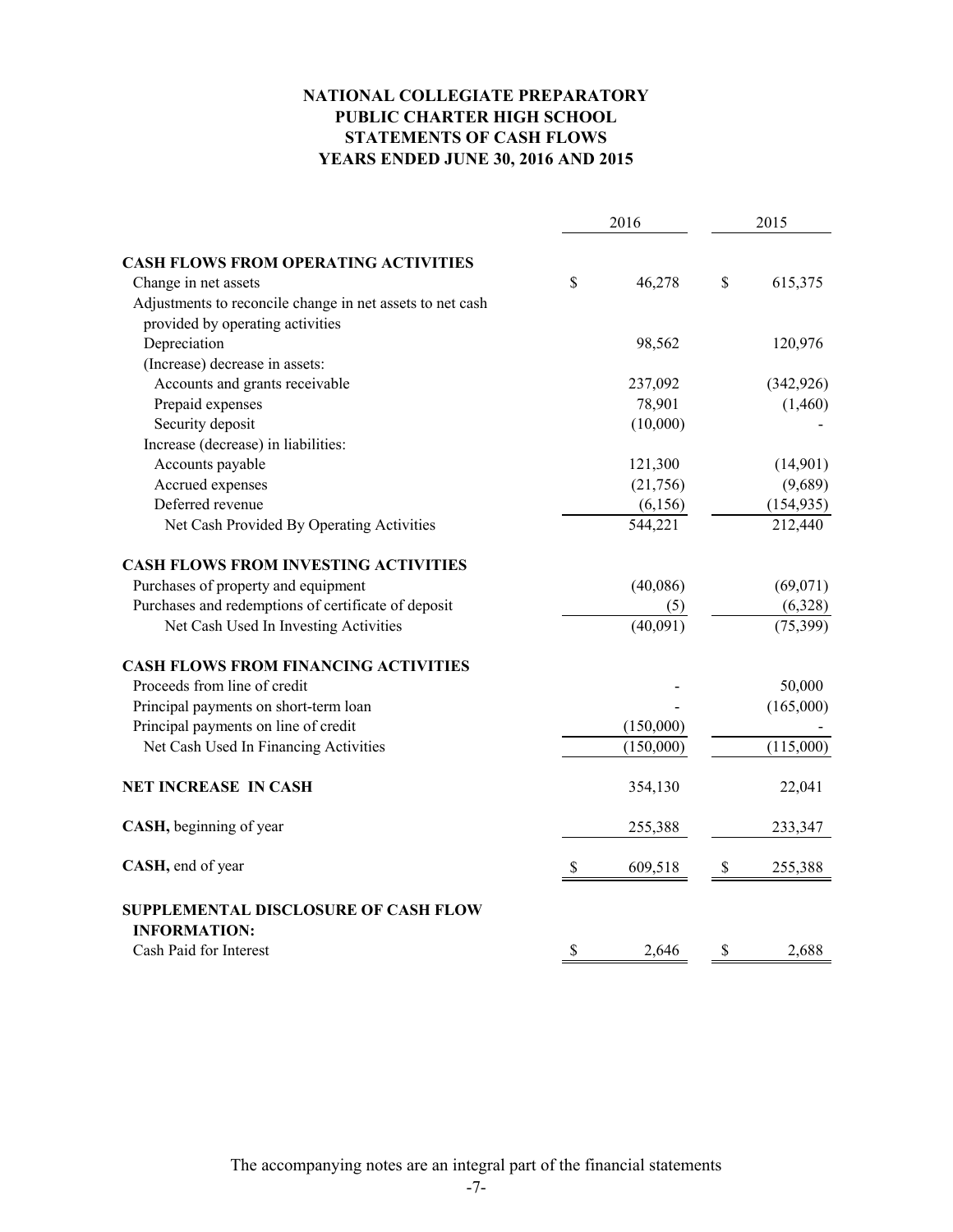# NATIONAL COLLEGIATE PREPARATORY PUBLIC CHARTER HIGH SCHOOL
## STATEMENTS OF CASH FLOWS
## YEARS ENDED JUNE 30, 2016 AND 2015

| | 2016 | 2015 |
|---|---|---|
| **CASH FLOWS FROM OPERATING ACTIVITIES** | | |
| Change in net assets | $ 46,278 | $ 615,375 |
| Adjustments to reconcile change in net assets to net cash provided by operating activities | | |
| Depreciation | 98,562 | 120,976 |
| (Increase) decrease in assets: | | |
| Accounts and grants receivable | 237,092 | (342,926) |
| Prepaid expenses | 78,901 | (1,460) |
| Security deposit | (10,000) | - |
| Increase (decrease) in liabilities: | | |
| Accounts payable | 121,300 | (14,901) |
| Accrued expenses | (21,756) | (9,689) |
| Deferred revenue | (6,156) | (154,935) |
| Net Cash Provided By Operating Activities | 544,221 | 212,440 |
| **CASH FLOWS FROM INVESTING ACTIVITIES** | | |
| Purchases of property and equipment | (40,086) | (69,071) |
| Purchases and redemptions of certificate of deposit | (5) | (6,328) |
| Net Cash Used In Investing Activities | (40,091) | (75,399) |
| **CASH FLOWS FROM FINANCING ACTIVITIES** | | |
| Proceeds from line of credit | - | 50,000 |
| Principal payments on short-term loan | - | (165,000) |
| Principal payments on line of credit | (150,000) | - |
| Net Cash Used In Financing Activities | (150,000) | (115,000) |
| **NET INCREASE IN CASH** | 354,130 | 22,041 |
| **CASH,** beginning of year | 255,388 | 233,347 |
| **CASH,** end of year | $ 609,518 | $ 255,388 |
| **SUPPLEMENTAL DISCLOSURE OF CASH FLOW INFORMATION:** | | |
| Cash Paid for Interest | $ 2,646 | $ 2,688 |

The accompanying notes are an integral part of the financial statements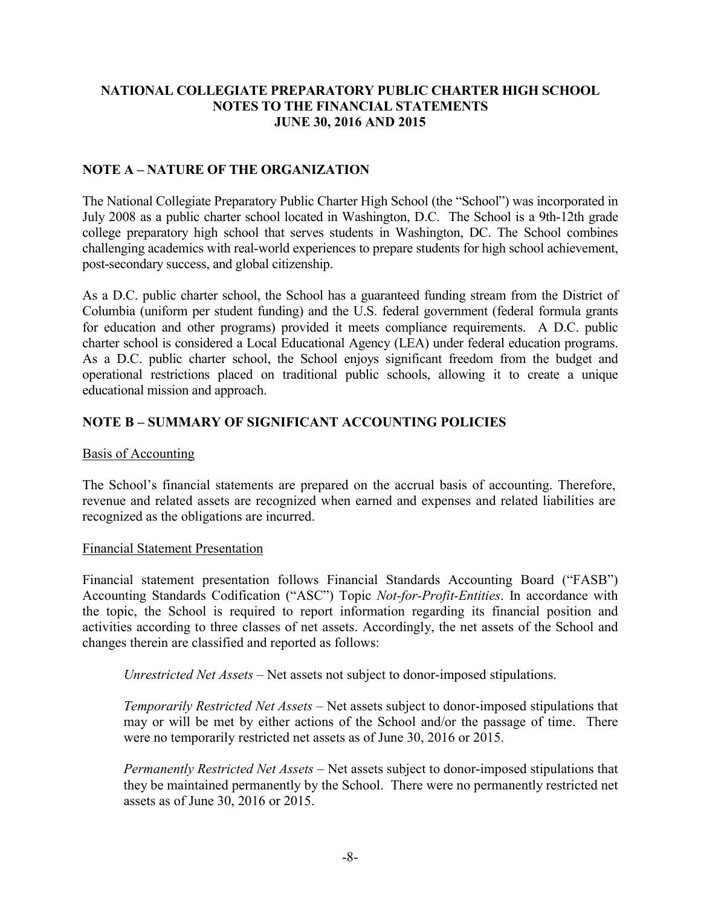**NATIONAL COLLEGIATE PREPARATORY PUBLIC CHARTER HIGH SCHOOL**
**NOTES TO THE FINANCIAL STATEMENTS**
**JUNE 30, 2016 AND 2015**

## NOTE A – NATURE OF THE ORGANIZATION

The National Collegiate Preparatory Public Charter High School (the "School") was incorporated in July 2008 as a public charter school located in Washington, D.C. The School is a 9th-12th grade college preparatory high school that serves students in Washington, DC. The School combines challenging academics with real-world experiences to prepare students for high school achievement, post-secondary success, and global citizenship.

As a D.C. public charter school, the School has a guaranteed funding stream from the District of Columbia (uniform per student funding) and the U.S. federal government (federal formula grants for education and other programs) provided it meets compliance requirements. A D.C. public charter school is considered a Local Educational Agency (LEA) under federal education programs. As a D.C. public charter school, the School enjoys significant freedom from the budget and operational restrictions placed on traditional public schools, allowing it to create a unique educational mission and approach.

## NOTE B – SUMMARY OF SIGNIFICANT ACCOUNTING POLICIES

Basis of Accounting

The School's financial statements are prepared on the accrual basis of accounting. Therefore, revenue and related assets are recognized when earned and expenses and related liabilities are recognized as the obligations are incurred.

Financial Statement Presentation

Financial statement presentation follows Financial Standards Accounting Board ("FASB") Accounting Standards Codification ("ASC") Topic *Not-for-Profit-Entities*. In accordance with the topic, the School is required to report information regarding its financial position and activities according to three classes of net assets. Accordingly, the net assets of the School and changes therein are classified and reported as follows:

*Unrestricted Net Assets* – Net assets not subject to donor-imposed stipulations.

*Temporarily Restricted Net Assets* – Net assets subject to donor-imposed stipulations that may or will be met by either actions of the School and/or the passage of time. There were no temporarily restricted net assets as of June 30, 2016 or 2015.

*Permanently Restricted Net Assets* – Net assets subject to donor-imposed stipulations that they be maintained permanently by the School. There were no permanently restricted net assets as of June 30, 2016 or 2015.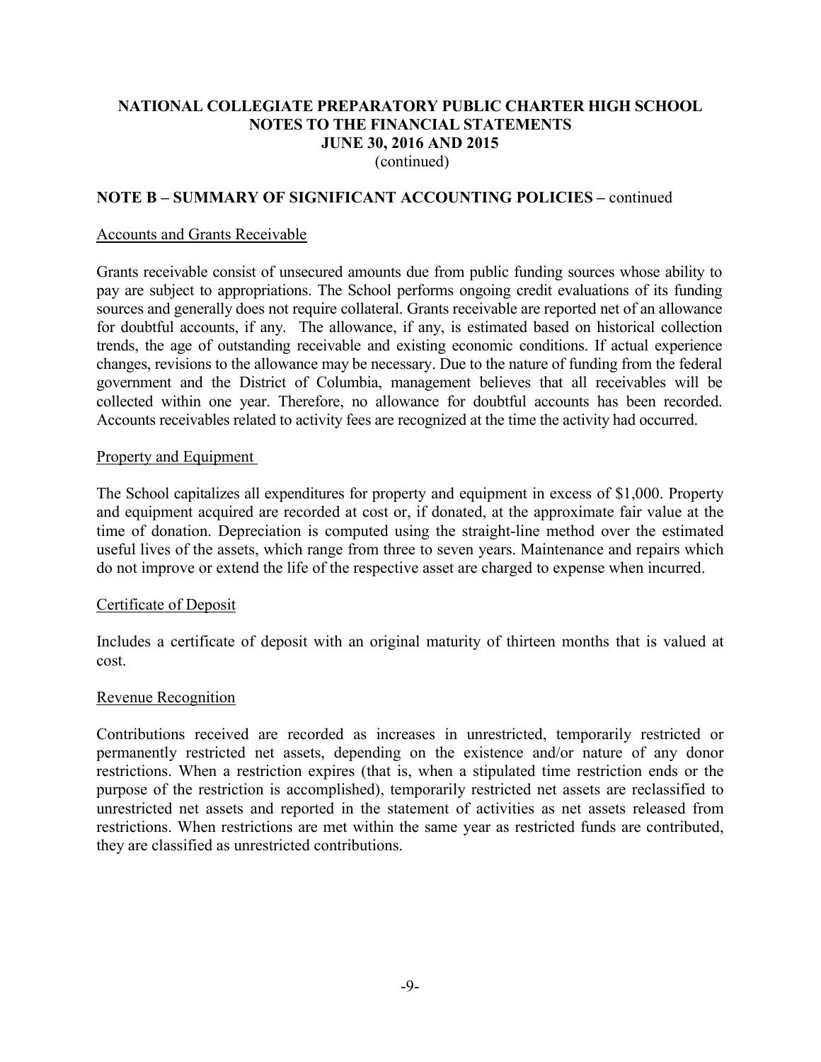**NATIONAL COLLEGIATE PREPARATORY PUBLIC CHARTER HIGH SCHOOL**
**NOTES TO THE FINANCIAL STATEMENTS**
**JUNE 30, 2016 AND 2015**
(continued)

## NOTE B – SUMMARY OF SIGNIFICANT ACCOUNTING POLICIES – continued

### Accounts and Grants Receivable

Grants receivable consist of unsecured amounts due from public funding sources whose ability to pay are subject to appropriations. The School performs ongoing credit evaluations of its funding sources and generally does not require collateral. Grants receivable are reported net of an allowance for doubtful accounts, if any. The allowance, if any, is estimated based on historical collection trends, the age of outstanding receivable and existing economic conditions. If actual experience changes, revisions to the allowance may be necessary. Due to the nature of funding from the federal government and the District of Columbia, management believes that all receivables will be collected within one year. Therefore, no allowance for doubtful accounts has been recorded. Accounts receivables related to activity fees are recognized at the time the activity had occurred.

### Property and Equipment

The School capitalizes all expenditures for property and equipment in excess of $1,000. Property and equipment acquired are recorded at cost or, if donated, at the approximate fair value at the time of donation. Depreciation is computed using the straight-line method over the estimated useful lives of the assets, which range from three to seven years. Maintenance and repairs which do not improve or extend the life of the respective asset are charged to expense when incurred.

### Certificate of Deposit

Includes a certificate of deposit with an original maturity of thirteen months that is valued at cost.

### Revenue Recognition

Contributions received are recorded as increases in unrestricted, temporarily restricted or permanently restricted net assets, depending on the existence and/or nature of any donor restrictions. When a restriction expires (that is, when a stipulated time restriction ends or the purpose of the restriction is accomplished), temporarily restricted net assets are reclassified to unrestricted net assets and reported in the statement of activities as net assets released from restrictions. When restrictions are met within the same year as restricted funds are contributed, they are classified as unrestricted contributions.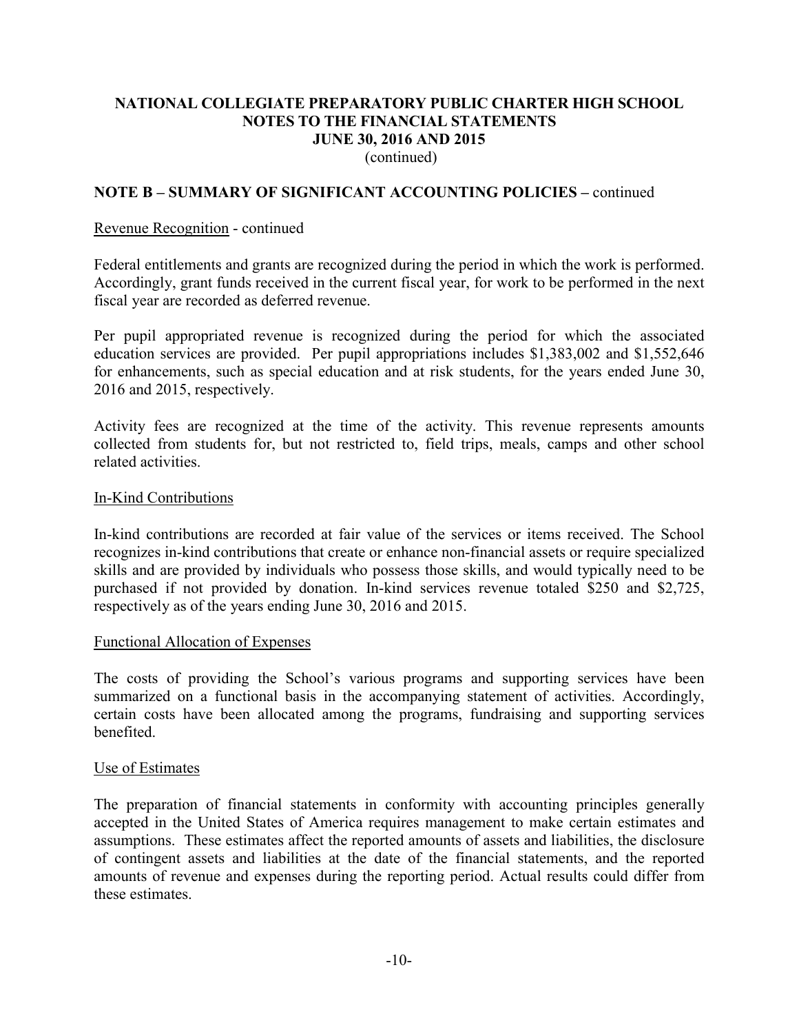**NATIONAL COLLEGIATE PREPARATORY PUBLIC CHARTER HIGH SCHOOL**
**NOTES TO THE FINANCIAL STATEMENTS**
**JUNE 30, 2016 AND 2015**
(continued)

## NOTE B – SUMMARY OF SIGNIFICANT ACCOUNTING POLICIES – continued

Revenue Recognition - continued

Federal entitlements and grants are recognized during the period in which the work is performed. Accordingly, grant funds received in the current fiscal year, for work to be performed in the next fiscal year are recorded as deferred revenue.

Per pupil appropriated revenue is recognized during the period for which the associated education services are provided. Per pupil appropriations includes $1,383,002 and $1,552,646 for enhancements, such as special education and at risk students, for the years ended June 30, 2016 and 2015, respectively.

Activity fees are recognized at the time of the activity. This revenue represents amounts collected from students for, but not restricted to, field trips, meals, camps and other school related activities.

In-Kind Contributions

In-kind contributions are recorded at fair value of the services or items received. The School recognizes in-kind contributions that create or enhance non-financial assets or require specialized skills and are provided by individuals who possess those skills, and would typically need to be purchased if not provided by donation. In-kind services revenue totaled $250 and $2,725, respectively as of the years ending June 30, 2016 and 2015.

Functional Allocation of Expenses

The costs of providing the School's various programs and supporting services have been summarized on a functional basis in the accompanying statement of activities. Accordingly, certain costs have been allocated among the programs, fundraising and supporting services benefited.

Use of Estimates

The preparation of financial statements in conformity with accounting principles generally accepted in the United States of America requires management to make certain estimates and assumptions. These estimates affect the reported amounts of assets and liabilities, the disclosure of contingent assets and liabilities at the date of the financial statements, and the reported amounts of revenue and expenses during the reporting period. Actual results could differ from these estimates.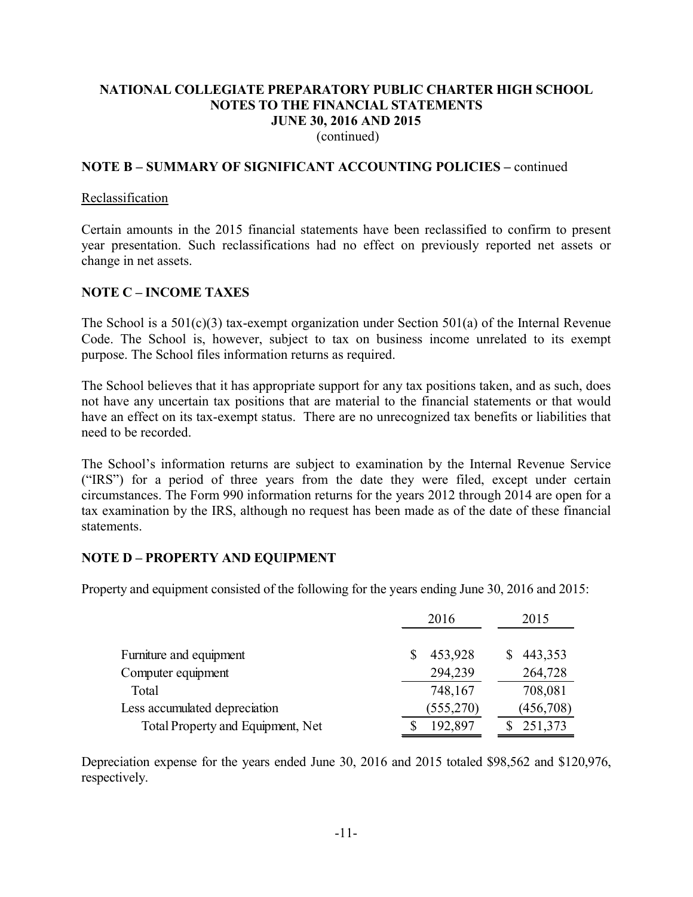# NATIONAL COLLEGIATE PREPARATORY PUBLIC CHARTER HIGH SCHOOL
## NOTES TO THE FINANCIAL STATEMENTS
## JUNE 30, 2016 AND 2015
(continued)

### NOTE B – SUMMARY OF SIGNIFICANT ACCOUNTING POLICIES – continued

Reclassification

Certain amounts in the 2015 financial statements have been reclassified to confirm to present year presentation. Such reclassifications had no effect on previously reported net assets or change in net assets.

### NOTE C – INCOME TAXES

The School is a 501(c)(3) tax-exempt organization under Section 501(a) of the Internal Revenue Code. The School is, however, subject to tax on business income unrelated to its exempt purpose. The School files information returns as required.

The School believes that it has appropriate support for any tax positions taken, and as such, does not have any uncertain tax positions that are material to the financial statements or that would have an effect on its tax-exempt status. There are no unrecognized tax benefits or liabilities that need to be recorded.

The School's information returns are subject to examination by the Internal Revenue Service ("IRS") for a period of three years from the date they were filed, except under certain circumstances. The Form 990 information returns for the years 2012 through 2014 are open for a tax examination by the IRS, although no request has been made as of the date of these financial statements.

### NOTE D – PROPERTY AND EQUIPMENT

Property and equipment consisted of the following for the years ending June 30, 2016 and 2015:

| | 2016 | 2015 |
|---|---|---|
| Furniture and equipment | $ 453,928 | $ 443,353 |
| Computer equipment | 294,239 | 264,728 |
| Total | 748,167 | 708,081 |
| Less accumulated depreciation | (555,270) | (456,708) |
| Total Property and Equipment, Net | $ 192,897 | $ 251,373 |

Depreciation expense for the years ended June 30, 2016 and 2015 totaled $98,562 and $120,976, respectively.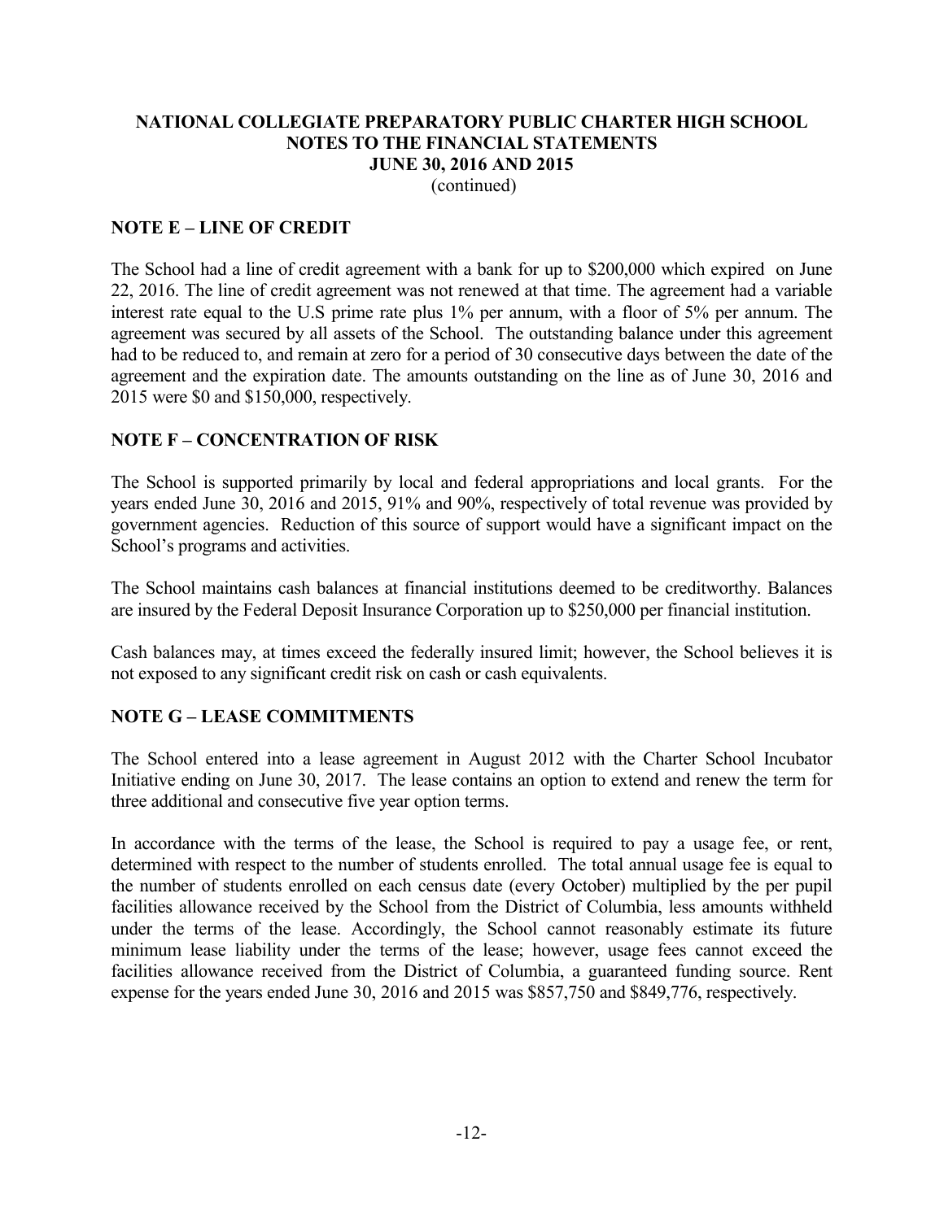**NATIONAL COLLEGIATE PREPARATORY PUBLIC CHARTER HIGH SCHOOL**
**NOTES TO THE FINANCIAL STATEMENTS**
**JUNE 30, 2016 AND 2015**
(continued)

## NOTE E – LINE OF CREDIT

The School had a line of credit agreement with a bank for up to $200,000 which expired on June 22, 2016. The line of credit agreement was not renewed at that time. The agreement had a variable interest rate equal to the U.S prime rate plus 1% per annum, with a floor of 5% per annum. The agreement was secured by all assets of the School. The outstanding balance under this agreement had to be reduced to, and remain at zero for a period of 30 consecutive days between the date of the agreement and the expiration date. The amounts outstanding on the line as of June 30, 2016 and 2015 were $0 and $150,000, respectively.

## NOTE F – CONCENTRATION OF RISK

The School is supported primarily by local and federal appropriations and local grants. For the years ended June 30, 2016 and 2015, 91% and 90%, respectively of total revenue was provided by government agencies. Reduction of this source of support would have a significant impact on the School's programs and activities.

The School maintains cash balances at financial institutions deemed to be creditworthy. Balances are insured by the Federal Deposit Insurance Corporation up to $250,000 per financial institution.

Cash balances may, at times exceed the federally insured limit; however, the School believes it is not exposed to any significant credit risk on cash or cash equivalents.

## NOTE G – LEASE COMMITMENTS

The School entered into a lease agreement in August 2012 with the Charter School Incubator Initiative ending on June 30, 2017. The lease contains an option to extend and renew the term for three additional and consecutive five year option terms.

In accordance with the terms of the lease, the School is required to pay a usage fee, or rent, determined with respect to the number of students enrolled. The total annual usage fee is equal to the number of students enrolled on each census date (every October) multiplied by the per pupil facilities allowance received by the School from the District of Columbia, less amounts withheld under the terms of the lease. Accordingly, the School cannot reasonably estimate its future minimum lease liability under the terms of the lease; however, usage fees cannot exceed the facilities allowance received from the District of Columbia, a guaranteed funding source. Rent expense for the years ended June 30, 2016 and 2015 was $857,750 and $849,776, respectively.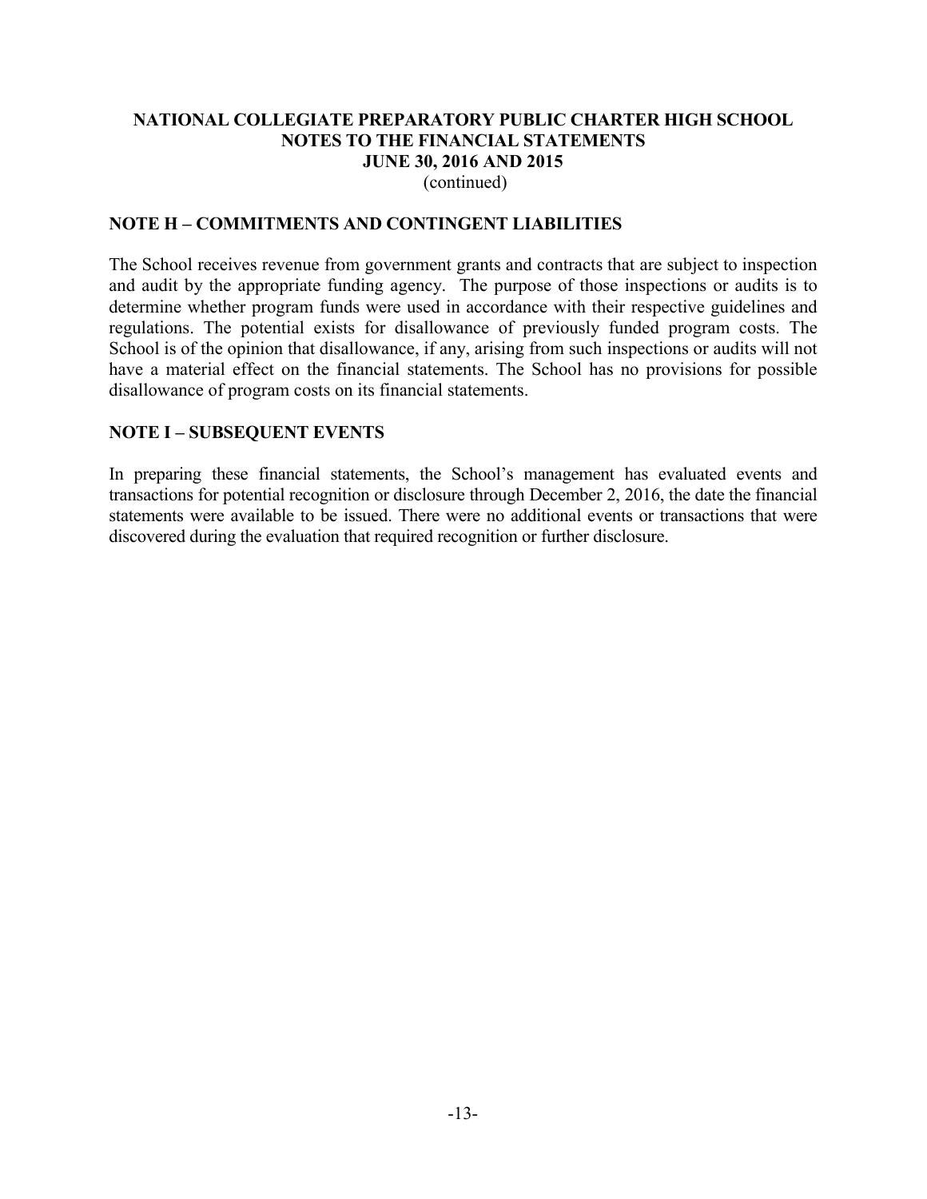**NATIONAL COLLEGIATE PREPARATORY PUBLIC CHARTER HIGH SCHOOL**
**NOTES TO THE FINANCIAL STATEMENTS**
**JUNE 30, 2016 AND 2015**
(continued)

## NOTE H – COMMITMENTS AND CONTINGENT LIABILITIES

The School receives revenue from government grants and contracts that are subject to inspection and audit by the appropriate funding agency. The purpose of those inspections or audits is to determine whether program funds were used in accordance with their respective guidelines and regulations. The potential exists for disallowance of previously funded program costs. The School is of the opinion that disallowance, if any, arising from such inspections or audits will not have a material effect on the financial statements. The School has no provisions for possible disallowance of program costs on its financial statements.

## NOTE I – SUBSEQUENT EVENTS

In preparing these financial statements, the School's management has evaluated events and transactions for potential recognition or disclosure through December 2, 2016, the date the financial statements were available to be issued. There were no additional events or transactions that were discovered during the evaluation that required recognition or further disclosure.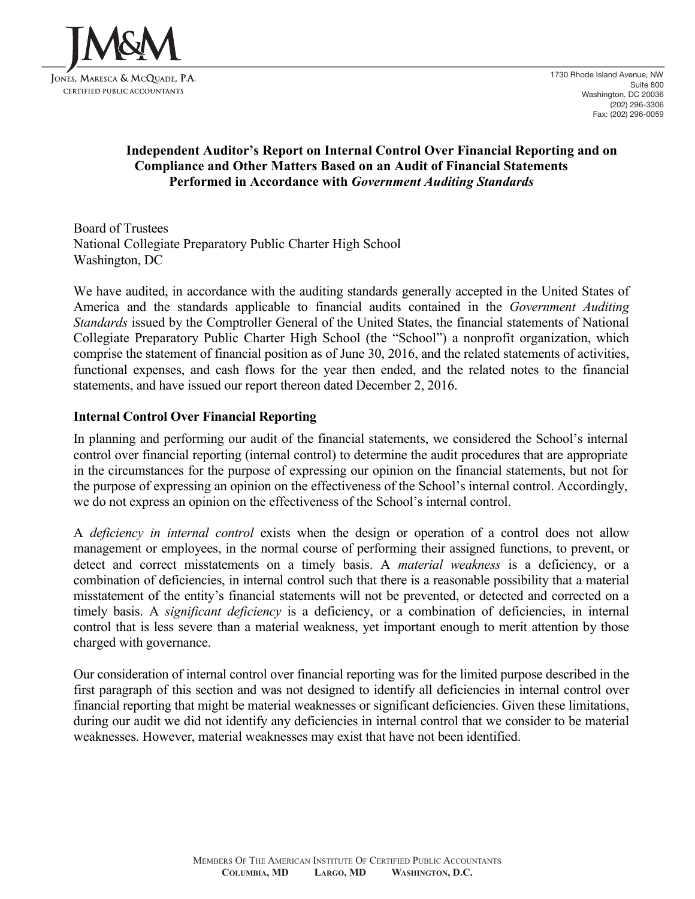JM&M

Jones, Maresca & McQuade, P.A.
Certified Public Accountants

1730 Rhode Island Avenue, NW
Suite 800
Washington, DC 20036
(202) 296-3306
Fax: (202) 296-0059

## Independent Auditor's Report on Internal Control Over Financial Reporting and on Compliance and Other Matters Based on an Audit of Financial Statements Performed in Accordance with *Government Auditing Standards*

Board of Trustees
National Collegiate Preparatory Public Charter High School
Washington, DC

We have audited, in accordance with the auditing standards generally accepted in the United States of America and the standards applicable to financial audits contained in the *Government Auditing Standards* issued by the Comptroller General of the United States, the financial statements of National Collegiate Preparatory Public Charter High School (the "School") a nonprofit organization, which comprise the statement of financial position as of June 30, 2016, and the related statements of activities, functional expenses, and cash flows for the year then ended, and the related notes to the financial statements, and have issued our report thereon dated December 2, 2016.

### Internal Control Over Financial Reporting

In planning and performing our audit of the financial statements, we considered the School's internal control over financial reporting (internal control) to determine the audit procedures that are appropriate in the circumstances for the purpose of expressing our opinion on the financial statements, but not for the purpose of expressing an opinion on the effectiveness of the School's internal control. Accordingly, we do not express an opinion on the effectiveness of the School's internal control.

A *deficiency in internal control* exists when the design or operation of a control does not allow management or employees, in the normal course of performing their assigned functions, to prevent, or detect and correct misstatements on a timely basis. A *material weakness* is a deficiency, or a combination of deficiencies, in internal control such that there is a reasonable possibility that a material misstatement of the entity's financial statements will not be prevented, or detected and corrected on a timely basis. A *significant deficiency* is a deficiency, or a combination of deficiencies, in internal control that is less severe than a material weakness, yet important enough to merit attention by those charged with governance.

Our consideration of internal control over financial reporting was for the limited purpose described in the first paragraph of this section and was not designed to identify all deficiencies in internal control over financial reporting that might be material weaknesses or significant deficiencies. Given these limitations, during our audit we did not identify any deficiencies in internal control that we consider to be material weaknesses. However, material weaknesses may exist that have not been identified.

Members Of The American Institute Of Certified Public Accountants
**Columbia, MD Largo, MD Washington, D.C.**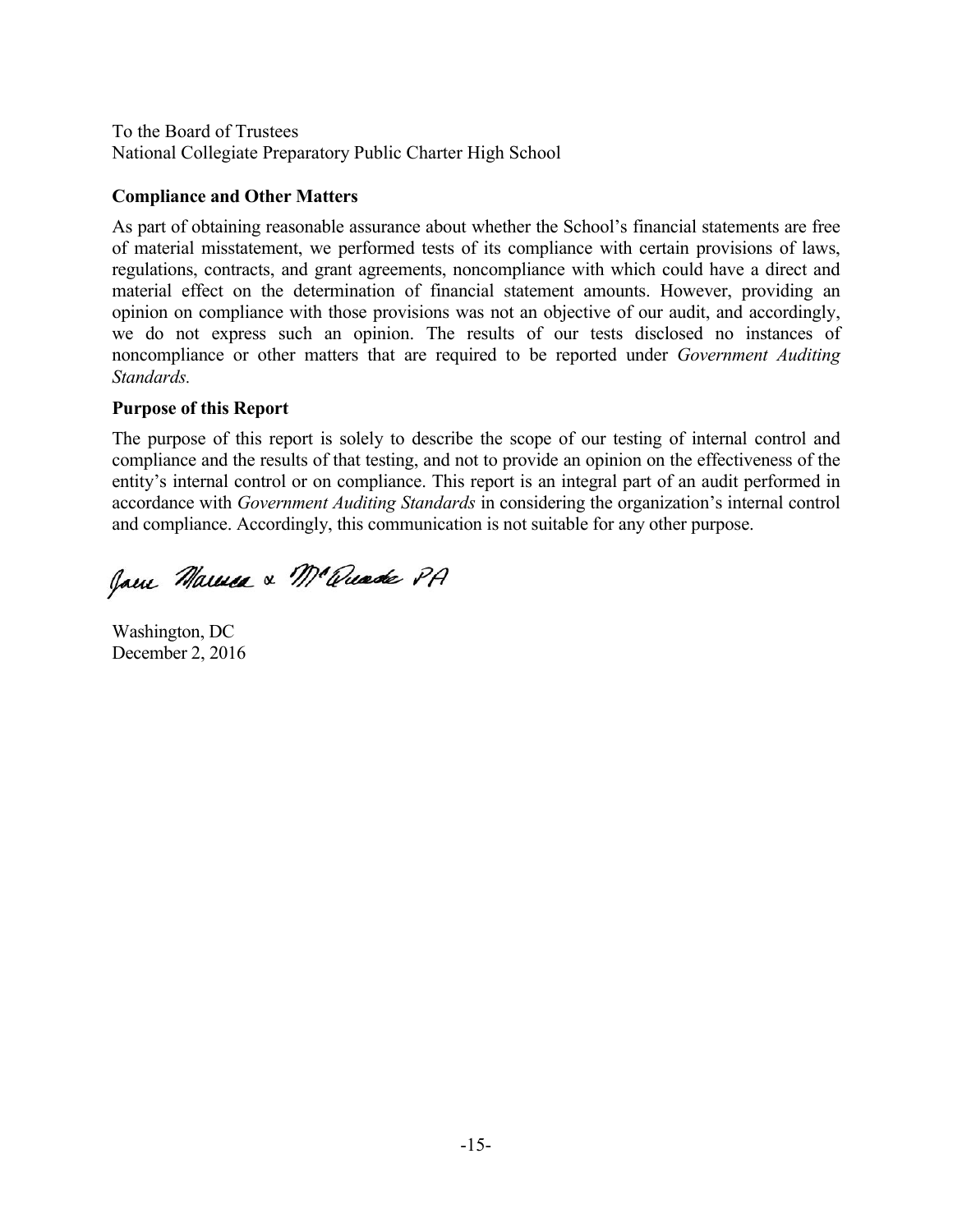To the Board of Trustees
National Collegiate Preparatory Public Charter High School

**Compliance and Other Matters**

As part of obtaining reasonable assurance about whether the School's financial statements are free of material misstatement, we performed tests of its compliance with certain provisions of laws, regulations, contracts, and grant agreements, noncompliance with which could have a direct and material effect on the determination of financial statement amounts. However, providing an opinion on compliance with those provisions was not an objective of our audit, and accordingly, we do not express such an opinion. The results of our tests disclosed no instances of noncompliance or other matters that are required to be reported under *Government Auditing Standards.*

**Purpose of this Report**

The purpose of this report is solely to describe the scope of our testing of internal control and compliance and the results of that testing, and not to provide an opinion on the effectiveness of the entity's internal control or on compliance. This report is an integral part of an audit performed in accordance with *Government Auditing Standards* in considering the organization's internal control and compliance. Accordingly, this communication is not suitable for any other purpose.

Jane Marcus & McQuade PA

Washington, DC
December 2, 2016